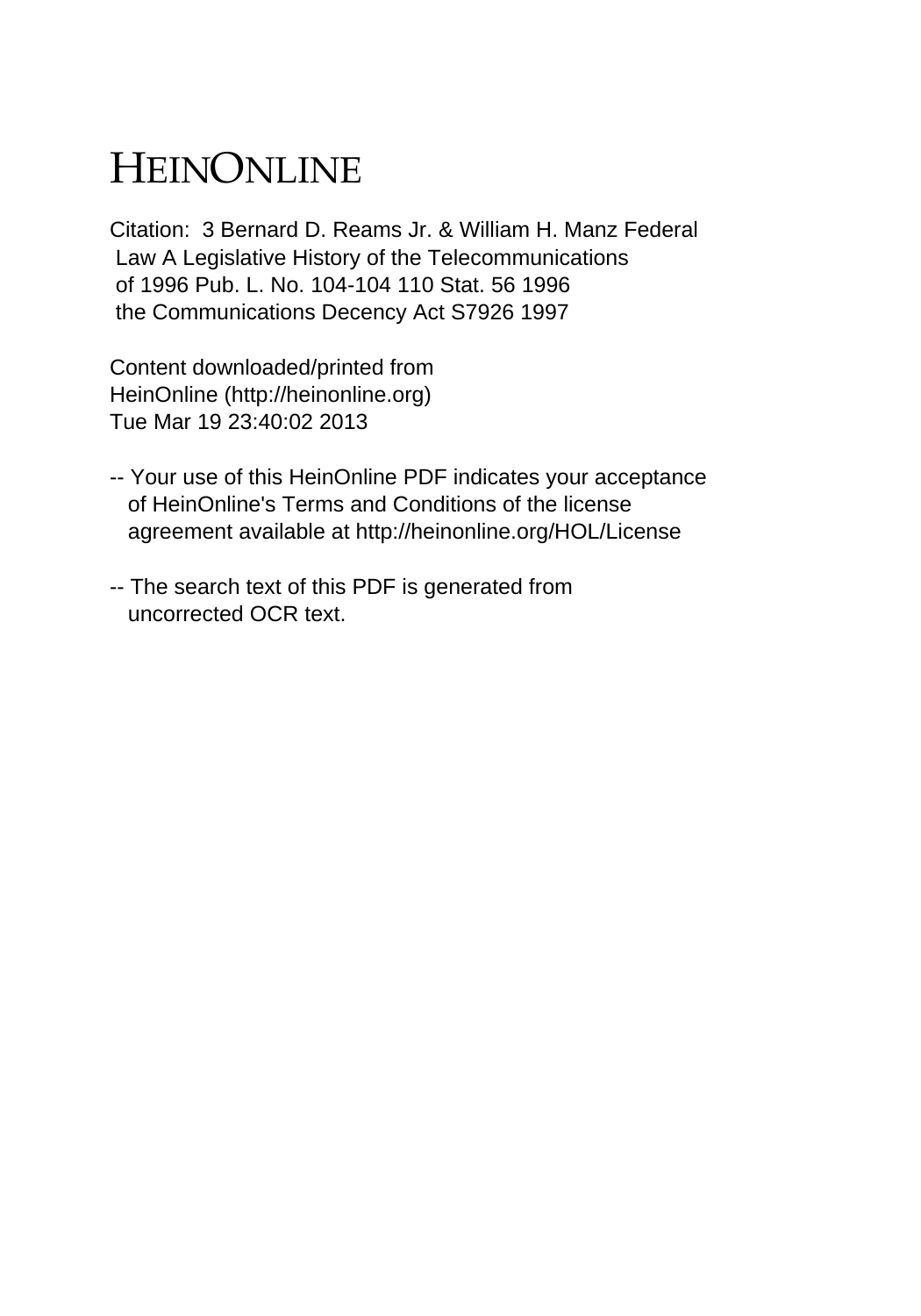# HEINONLINE

Citation: 3 Bernard D. Reams Jr. & William H. Manz Federal Law A Legislative History of the Telecommunications of 1996 Pub. L. No. 104-104 110 Stat. 56 1996 the Communications Decency Act S7926 1997

Content downloaded/printed from HeinOnline (http://heinonline.org)
Tue Mar 19 23:40:02 2013

-- Your use of this HeinOnline PDF indicates your acceptance of HeinOnline's Terms and Conditions of the license agreement available at http://heinonline.org/HOL/License

-- The search text of this PDF is generated from uncorrected OCR text.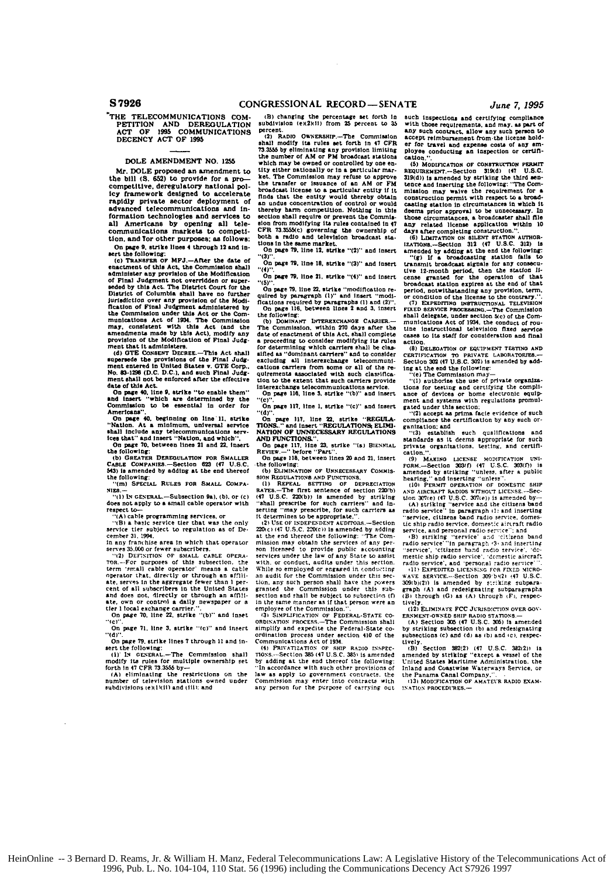## THE TELECOMMUNICATIONS COMPETITION AND DEREGULATION ACT OF 1995 COMMUNICATIONS DECENCY ACT OF 1995

### DOLE AMENDMENT NO. 1255

Mr. DOLE proposed an amendment to the bill (S. 652) to provide for a pro-competitive, deregulatory national policy framework designed to accelerate rapidly private sector deployment of advanced telecommunications and information technologies and services to all Americans by opening all telecommunications markets to competition, and for other purposes; as follows:

On page 9, strike lines 4 through 12 and insert the following:

(c) TRANSFER OF MFJ.—After the date of enactment of this Act, the Commission shall administer any provision of the Modification of Final Judgment not overridden or superseded by this Act. The District Court for the District of Columbia shall have no further jurisdiction over any provision of the Modification of Final Judgment administered by the Commission under this Act or the Communications Act of 1934. The Commission may, consistent with this Act (and the amendments made by this Act), modify any provision of the Modification of Final Judgment that it administers.

(d) GTE CONSENT DECREE.—This Act shall supersede the provisions of the Final Judgment entered in United States v. GTE Corp., No. 83-1298 (D.C. D.C.), and such Final Judgment shall not be enforced after the effective date of this Act.

On page 40, line 9, strike "to enable them" and insert "which are determined by the Commission to be essential in order for Americans".

On page 40, beginning on line 11, strike "Nation. At a minimum, universal service shall include any telecommunications services that" and insert "Nation, and which".

On page 70, between lines 21 and 22, insert the following:

(b) GREATER DEREGULATION FOR SMALLER CABLE COMPANIES.—Section 623 (47 U.S.C. 543) is amended by adding at the end thereof the following:

"(m) SPECIAL RULES FOR SMALL COMPANIES.—

"(1) IN GENERAL.—Subsection (a), (b), or (c) does not apply to a small cable operator with respect to—

"(A) cable programming services, or

"(B) a basic service tier that was the only service tier subject to regulation as of December 31, 1994.

in any franchise area in which that operator serves 35,000 or fewer subscribers.

"(2) DEFINITION OF SMALL CABLE OPERATOR.—For purposes of this subsection, the term 'small cable operator' means a cable operator that, directly or through an affiliate, serves in the aggregate fewer than 1 percent of all subscribers in the United States and does not, directly or through an affiliate, own or control a daily newspaper or a tier 1 local exchange carrier.".

On page 70, line 22, strike "(b)" and inset "(c)".

On page 71, line 3, strike "(c)" and insert "(d)".

On page 79, strike lines 7 through 11 and insert the following:

(1) IN GENERAL.—The Commission shall modify its rules for multiple ownership set forth in 47 CFR 73.3555 by—

(A) eliminating the restrictions on the number of television stations owned under subdivisions (e)(1)(ii) and (iii); and

(B) changing the percentage set forth in subdivision (e)(2)(ii) from 25 percent to 35 percent.

(2) RADIO OWNERSHIP.—The Commission shall modify its rules set forth in 47 CFR 73.3555 by eliminating any provision limiting the number of AM or FM broadcast stations which may be owned or controlled by one entity either nationally or in a particular market. The Commission may refuse to approve the transfer or issuance of an AM or FM broadcast license to a particular entity if it finds that the entity would thereby obtain an undue concentration of control or would thereby harm competition. Nothing in this section shall require or prevent the Commission from modifying its rules contained in 47 CFR 73.3555(c) governing the ownership of both a radio and television broadcast stations in the same market.

On page 79, line 12, strike "(2)" and insert "(3)".

On page 79, line 18, strike "(3)" and insert "(4)".

On page 79, line 21, strike "(4)" and insert "(5)".

On page 79, line 22, strike "modification required by paragraph (1)" and insert "modifications required by paragraphs (1) and (2)".

On page 116, between lines 2 and 3, insert the following:

(b) DOMINANT INTEREXCHANGE CARRIER.—The Commission, within 270 days after the date of enactment of this Act, shall complete a proceeding to consider modifying its rules for determining which carriers shall be classified as "dominant carriers" and to consider excluding all interexchange telecommunications carriers from some or all of the requirements associated with such classification to the extent that such carriers provide interexchange telecommunications service.

On page 116, line 3, strike "(b)" and insert "(c)".

On page 117, line 1, strike "(c)" and insert "(d)".

On page 117, line 22, strike "REGULATIONS." and insert "REGULATIONS; ELIMINATION OF UNNECESSARY REGULATIONS AND FUNCTIONS.".

On page 117, line 23, strike "(a) BIENNIAL REVIEW.—" before "Part".

On page 118, between lines 20 and 21, insert the following:

(b) ELIMINATION OF UNNECESSARY COMMISSION REGULATIONS AND FUNCTIONS.

(1) REPEAL SETTING OF DEPRECIATION RATES.—The first sentence of section 220(b) (47 U.S.C. 220(b)) is amended by striking "shall prescribe for such carriers" and inserting "may prescribe, for such carriers as it determines to be appropriate,".

(2) USE OF INDEPENDENT AUDITORS.—Section 220(c) (47 U.S.C. 220(c)) is amended by adding at the end thereof the following: "The Commission may obtain the services of any person licensed to provide public accounting services under the law of any State to assist with, or conduct, audits under this section. While so employed or engaged in conducting an audit for the Commission under this section, any such person shall have the powers granted the Commission under this subsection and shall be subject to subsection (f) in the same manner as if that person were an employee of the Commission.".

(3) SIMPLIFICATION OF FEDERAL-STATE COORDINATION PROCESS.—The Commission shall simplify and expedite the Federal-State coordination process under section 410 of the Communications Act of 1934.

(4) PRIVATIZATION OF SHIP RADIO INSPECTIONS.—Section 385 (47 U.S.C. 385) is amended by adding at the end thereof the following: "In accordance with such other provisions of law as apply to government contracts, the Commission may enter into contracts with any person for the purpose of carrying out such inspections and certifying compliance with those requirements, and may, as part of any such contract, allow any such person to accept reimbursement from the license holder for travel and expense costs of any employee conducting an inspection or certification.".

(5) MODIFICATION OF CONSTRUCTION PERMIT REQUIREMENT.—Section 319(d) (47 U.S.C. 319(d)) is amended by striking the third sentence and inserting the following: "The Commission may waive the requirement for a construction permit with respect to a broadcasting station in circumstances in which it deems prior approval to be unnecessary. In those circumstances, a broadcaster shall file any related license application within 10 days after completing construction.".

(6) LIMITATION ON SILENT STATION AUTHORIZATIONS.—Section 312 (47 U.S.C. 312) is amended by adding at the end the following:

"(g) If a broadcasting station fails to transmit broadcast signals for any consecutive 12-month period, then the station license granted for the operation of that broadcast station expires at the end of that period, notwithstanding any provision, term, or condition of the license to the contrary.".

(7) EXPEDITING INSTRUCTIONAL TELEVISION FIXED SERVICE PROCESSING.—The Commission shall delegate, under section 5(c) of the Communications Act of 1934, the conduct of routine instructional television fixed service cases to its staff for consideration and final action.

(8) DELEGATION OF EQUIPMENT TESTING AND CERTIFICATION TO PRIVATE LABORATORIES.—Section 302 (47 U.S.C. 302) is amended by adding at the end the following:

"(e) The Commission may—

"(1) authorize the use of private organizations for testing and certifying the compliance of devices or home electronic equipment and systems with regulations promulgated under this section;

"(2) accept as prima facie evidence of such compliance the certification by any such organization; and

"(3) establish such qualifications and standards as it deems appropriate for such private organizations, testing, and certification.".

(9) MAKING LICENSE MODIFICATION UNIFORM.—Section 303(f) (47 U.S.C. 303(f)) is amended by striking "unless, after a public hearing," and inserting "unless".

(10) PERMIT OPERATION OF DOMESTIC SHIP AND AIRCRAFT RADIOS WITHOUT LICENSE.—Section 307(e) (47 U.S.C. 307(e)) is amended by—

(A) striking "service and the citizens band radio service" in paragraph (1) and inserting "service, citizens band radio service, domestic ship radio service, domestic aircraft radio service, and personal radio service"; and

(B) striking "service" and "citizens band radio service" in paragraph (3) and inserting "service", "citizens band radio service", "domestic ship radio service", "domestic aircraft radio service", and "personal radio service".

(11) EXPEDITED LICENSING FOR FIXED MICROWAVE SERVICE.—Section 309(b)(2) (47 U.S.C. 309(b)(2)) is amended by striking subparagraph (A) and redesignating subparagraphs (B) through (G) as (A) through (F), respectively.

(12) ELIMINATE FCC JURISDICTION OVER GOVERNMENT-OWNED SHIP RADIO STATIONS.—

(A) Section 305 (47 U.S.C. 305) is amended by striking subsection (b) and redesignating subsections (c) and (d) as (b) and (c), respectively.

(B) Section 382(2) (47 U.S.C. 382(2)) is amended by striking "except a vessel of the United States Maritime Administration, the Inland and Coastwise Waterways Service, or the Panama Canal Company,".

(13) MODIFICATION OF AMATEUR RADIO EXAMINATION PROCEDURES.—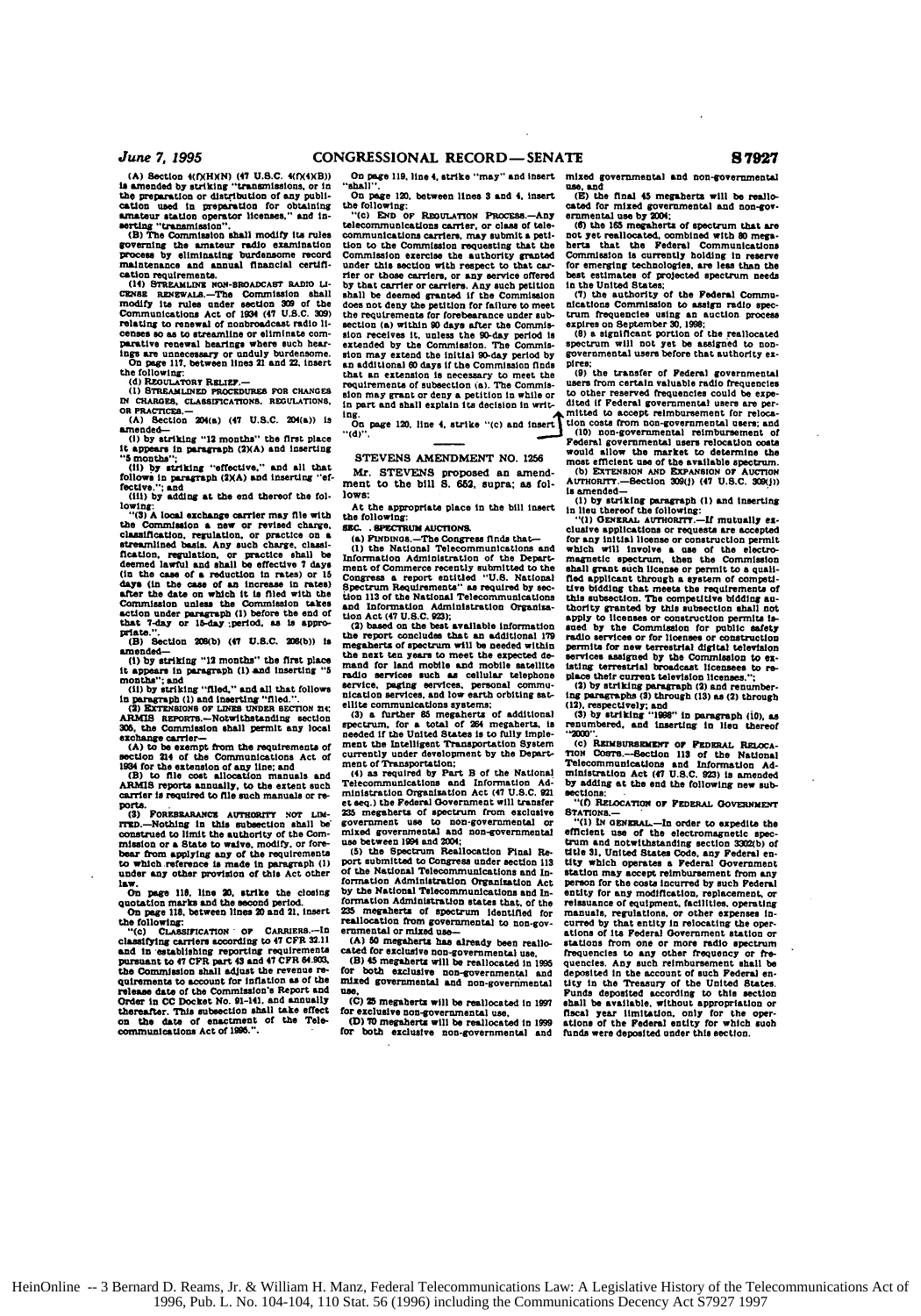(A) Section 4(f)(H)(N) (47 U.S.C. 4(f)(4)(B)) is amended by striking "transmissions, or in the preparation or distribution of any publication used in preparation for obtaining amateur station operator licenses." and inserting "transmission".

(B) The Commission shall modify its rules governing the amateur radio examination process by eliminating burdensome record maintenance and annual financial certification requirements.

(14) STREAMLINE NON-BROADCAST RADIO LICENSE RENEWALS.—The Commission shall modify its rules under section 309 of the Communications Act of 1934 (47 U.S.C. 309) relating to renewal of nonbroadcast radio licenses so as to streamline or eliminate comparative renewal hearings where such hearings are unnecessary or unduly burdensome.

On page 117, between lines 21 and 22, insert the following:

(d) REGULATORY RELIEF.—

(1) STREAMLINED PROCEDURES FOR CHANGES IN CHARGES, CLASSIFICATIONS, REGULATIONS, OR PRACTICES.—

(A) Section 204(a) (47 U.S.C. 204(a)) is amended—

(i) by striking "12 months" the first place it appears in paragraph (2)(A) and inserting "5 months";

(ii) by striking "effective," and all that follows in paragraph (2)(A) and inserting "effective."; and

(iii) by adding at the end thereof the following:

"(3) A local exchange carrier may file with the Commission a new or revised charge, classification, regulation, or practice on a streamlined basis. Any such charge, classification, regulation, or practice shall be deemed lawful and shall be effective 7 days (in the case of a reduction in rates) or 15 days (in the case of an increase in rates) after the date on which it is filed with the Commission unless the Commission takes action under paragraph (1) before the end of that 7-day or 15-day period, as is appropriate.".

(B) Section 208(b) (47 U.S.C. 208(b)) is amended—

(i) by striking "12 months" the first place it appears in paragraph (1) and inserting "5 months"; and

(ii) by striking "filed," and all that follows in paragraph (1) and inserting "filed.".

(2) EXTENSIONS OF LINES UNDER SECTION 214; ARMIS REPORTS.—Notwithstanding section 305, the Commission shall permit any local exchange carrier—

(A) to be exempt from the requirements of section 214 of the Communications Act of 1934 for the extension of any line; and

(B) to file cost allocation manuals and ARMIS reports annually, to the extent such carrier is required to file such manuals or reports.

(3) FOREBEARANCE AUTHORITY NOT LIMITED.—Nothing in this subsection shall be construed to limit the authority of the Commission or a State to waive, modify, or forebear from applying any of the requirements to which reference is made in paragraph (1) under any other provision of this Act other law.

On page 118, line 20, strike the closing quotation marks and the second period.

On page 118, between lines 20 and 21, insert the following:

"(c) CLASSIFICATION OF CARRIERS.—In classifying carriers according to 47 CFR 32.11 and in establishing reporting requirements pursuant to 47 CFR part 43 and 47 CFR 64.903, the Commission shall adjust the revenue requirements to account for inflation as of the release date of the Commission's Report and Order in CC Docket No. 91-141, and annually thereafter. This subsection shall take effect on the date of enactment of the Telecommunications Act of 1995.".

On page 119, line 4, strike "may" and insert "shall".

On page 120, between lines 3 and 4, insert the following:

"(c) END OF REGULATION PROCESS.—Any telecommunications carrier, or class of telecommunications carriers, may submit a petition to the Commission requesting that the Commission exercise the authority granted under this section with respect to that carrier or those carriers, or any service offered by that carrier or carriers. Any such petition shall be deemed granted if the Commission does not deny the petition for failure to meet the requirements for forebearance under subsection (a) within 90 days after the Commission receives it, unless the 90-day period is extended by the Commission. The Commission may extend the initial 90-day period by an additional 60 days if the Commission finds that an extension is necessary to meet the requirements of subsection (a). The Commission may grant or deny a petition in while or in part and shall explain its decision in writing.

On page 120, line 4, strike "(c) and insert "(d)".

## STEVENS AMENDMENT NO. 1256

Mr. STEVENS proposed an amendment to the bill S. 652, supra; as follows:

At the appropriate place in the bill insert the following:

**SEC. . SPECTRUM AUCTIONS.**

(a) FINDINGS.—The Congress finds that—

(1) the National Telecommunications and Information Administration of the Department of Commerce recently submitted to the Congress a report entitled "U.S. National Spectrum Requirements" as required by section 113 of the National Telecommunications and Information Administration Organization Act (47 U.S.C. 923);

(2) based on the best available information the report concludes that an additional 179 megahertz of spectrum will be needed within the next ten years to meet the expected demand for land mobile and mobile satellite radio services such as cellular telephone service, paging services, personal communication services, and low earth orbiting satellite communications systems;

(3) a further 85 megahertz of additional spectrum, for a total of 264 megahertz, is needed if the United States is to fully implement the Intelligent Transportation System currently under development by the Department of Transportation;

(4) as required by Part B of the National Telecommunications and Information Administration Organization Act (47 U.S.C. 921 et seq.) the Federal Government will transfer 235 megahertz of spectrum from exclusive government use to non-governmental or mixed governmental and non-governmental use between 1994 and 2004;

(5) the Spectrum Reallocation Final Report submitted to Congress under section 113 of the National Telecommunications and Information Administration Organization Act by the National Telecommunications and Information Administration states that, of the 235 megahertz of spectrum identified for reallocation from governmental to non-governmental or mixed use—

(A) 50 megahertz has already been reallocated for exclusive non-governmental use,

(B) 45 megahertz will be reallocated in 1995 for both exclusive non-governmental and mixed governmental and non-governmental use,

(C) 25 megahertz will be reallocated in 1997 for exclusive non-governmental use,

(D) 70 megahertz will be reallocated in 1999 for both exclusive non-governmental and mixed governmental and non-governmental use, and

(E) the final 45 megahertz will be reallocated for mixed governmental and non-governmental use by 2004;

(6) the 165 megahertz of spectrum that are not yet reallocated, combined with 80 megahertz that the Federal Communications Commission is currently holding in reserve for emerging technologies, are less than the best estimates of projected spectrum needs in the United States;

(7) the authority of the Federal Communications Commission to assign radio spectrum frequencies using an auction process expires on September 30, 1998;

(8) a significant portion of the reallocated spectrum will not yet be assigned to nongovernmental users before that authority expires;

(9) the transfer of Federal governmental users from certain valuable radio frequencies to other reserved frequencies could be expedited if Federal governmental users are permitted to accept reimbursement for relocation costs from non-governmental users; and

(10) non-governmental reimbursement of Federal governmental users relocation costs would allow the market to determine the most efficient use of the available spectrum.

(b) EXTENSION AND EXPANSION OF AUCTION AUTHORITY.—Section 309(j) (47 U.S.C. 309(j)) is amended—

(1) by striking paragraph (1) and inserting in lieu thereof the following:

"(1) GENERAL AUTHORITY.—If mutually exclusive applications or requests are accepted for any initial license or construction permit which will involve a use of the electromagnetic spectrum, then the Commission shall grant such license or permit to a qualified applicant through a system of competitive bidding that meets the requirements of this subsection. The competitive bidding authority granted by this subsection shall not apply to licenses or construction permits issued by the Commission for public safety radio services or for licenses or construction permits for new terrestrial digital television services assigned by the Commission to existing terrestrial broadcast licensees to replace their current television licenses.";

(2) by striking paragraph (2) and renumbering paragraphs (3) through (13) as (2) through (12), respectively; and

(3) by striking "1998" in paragraph (10), as renumbered, and inserting in lieu thereof "2000".

(c) REIMBURSEMENT OF FEDERAL RELOCATION COSTS.—Section 113 of the National Telecommunications and Information Administration Act (47 U.S.C. 923) is amended by adding at the end the following new sections:

"(f) RELOCATION OF FEDERAL GOVERNMENT STATIONS.—

"(1) IN GENERAL.—In order to expedite the efficient use of the electromagnetic spectrum and notwithstanding section 3302(b) of title 31, United States Code, any Federal entity which operates a Federal Government station may accept reimbursement from any person for the costs incurred by such Federal entity for any modification, replacement, or reissuance of equipment, facilities, operating manuals, regulations, or other expenses incurred by that entity in relocating the operations of its Federal Government station or stations from one or more radio spectrum frequencies to any other frequency or frequencies. Any such reimbursement shall be deposited in the account of such Federal entity in the Treasury of the United States. Funds deposited according to this section shall be available, without appropriation or fiscal year limitation, only for the operations of the Federal entity for which such funds were deposited under this section.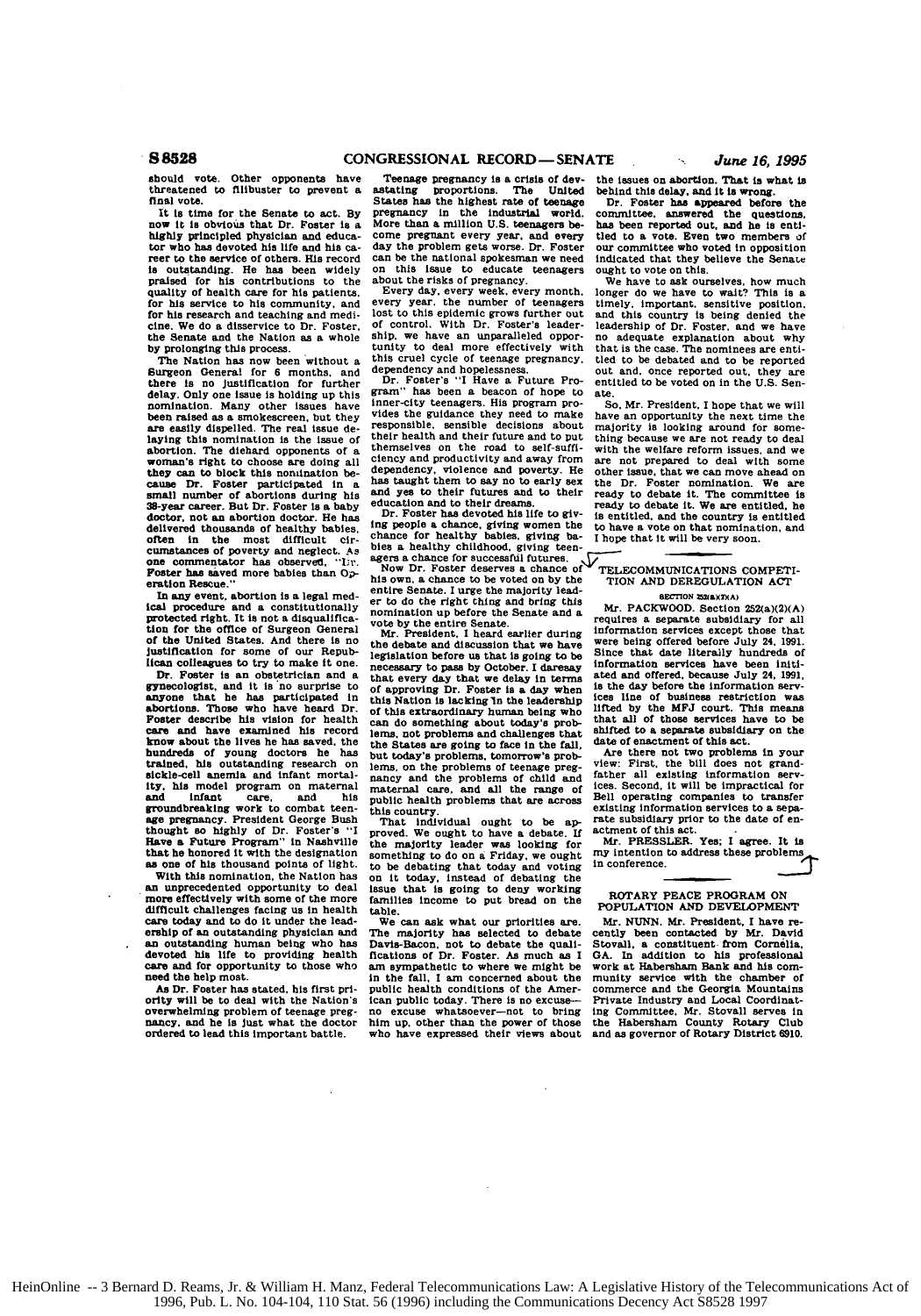should vote. Other opponents have threatened to filibuster to prevent a final vote.

It is time for the Senate to act. By now it is obvious that Dr. Foster is a highly principled physician and educator who has devoted his life and his career to the service of others. His record is outstanding. He has been widely praised for his contributions to the quality of health care for his patients, for his service to his community, and for his research and teaching and medicine. We do a disservice to Dr. Foster, the Senate and the Nation as a whole by prolonging this process.

The Nation has now been without a Surgeon General for 6 months, and there is no justification for further delay. Only one issue is holding up this nomination. Many other issues have been raised as a smokescreen, but they are easily dispelled. The real issue delaying this nomination is the issue of abortion. The diehard opponents of a woman's right to choose are doing all they can to block this nomination because Dr. Foster participated in a small number of abortions during his 38-year career. But Dr. Foster is a baby doctor, not an abortion doctor. He has delivered thousands of healthy babies, often in the most difficult circumstances of poverty and neglect. As one commentator has observed, "Dr. Foster has saved more babies than Operation Rescue."

In any event, abortion is a legal medical procedure and a constitutionally protected right. It is not a disqualification for the office of Surgeon General of the United States. And there is no justification for some of our Republican colleagues to try to make it one.

Dr. Foster is an obstetrician and a gynecologist, and it is no surprise to anyone that he has participated in abortions. Those who have heard Dr. Foster describe his vision for health care and have examined his record know about the lives he has saved, the hundreds of young doctors he has trained, his outstanding research on sickle-cell anemia and infant mortality, his model program on maternal and infant care, and his groundbreaking work to combat teenage pregnancy. President George Bush thought so highly of Dr. Foster's "I Have a Future Program" in Nashville that he honored it with the designation as one of his thousand points of light.

With this nomination, the Nation has an unprecedented opportunity to deal more effectively with some of the more difficult challenges facing us in health care today and to do it under the leadership of an outstanding physician and an outstanding human being who has devoted his life to providing health care and for opportunity to those who need the help most.

As Dr. Foster has stated, his first priority will be to deal with the Nation's overwhelming problem of teenage pregnancy, and he is just what the doctor ordered to lead this important battle.

Teenage pregnancy is a crisis of devastating proportions. The United States has the highest rate of teenage pregnancy in the industrial world. More than a million U.S. teenagers become pregnant every year, and every day the problem gets worse. Dr. Foster can be the national spokesman we need on this issue to educate teenagers about the risks of pregnancy.

Every day, every week, every month, every year, the number of teenagers lost to this epidemic grows further out of control. With Dr. Foster's leadership, we have an unparalleled opportunity to deal more effectively with this cruel cycle of teenage pregnancy, dependency and hopelessness.

Dr. Foster's "I Have a Future Program" has been a beacon of hope to inner-city teenagers. His program provides the guidance they need to make responsible, sensible decisions about their health and their future and to put themselves on the road to self-sufficiency and productivity and away from dependency, violence and poverty. He has taught them to say no to early sex and yes to their futures and to their education and to their dreams.

Dr. Foster has devoted his life to giving people a chance, giving women the chance for healthy babies, giving babies a healthy childhood, giving teenagers a chance for successful futures.

Now Dr. Foster deserves a chance of his own, a chance to be voted on by the entire Senate. I urge the majority leader to do the right thing and bring this nomination up before the Senate and a vote by the entire Senate.

Mr. President, I heard earlier during the debate and discussion that we have legislation before us that is going to be necessary to pass by October. I daresay that every day that we delay in terms of approving Dr. Foster is a day when this Nation is lacking in the leadership of this extraordinary human being who can do something about today's problems, not problems and challenges that the States are going to face in the fall, but today's problems, tomorrow's problems, on the problems of teenage pregnancy and the problems of child and maternal care, and all the range of public health problems that are across this country.

That individual ought to be approved. We ought to have a debate. If the majority leader was looking for something to do on a Friday, we ought to be debating that today and voting on it today, instead of debating the issue that is going to deny working families income to put bread on the table.

We can ask what our priorities are. The majority has selected to debate Davis-Bacon, not to debate the qualifications of Dr. Foster. As much as I am sympathetic to where we might be in the fall, I am concerned about the public health conditions of the American public today. There is no excuse—no excuse whatsoever—not to bring him up, other than the power of those who have expressed their views about the issues on abortion. That is what is behind this delay, and it is wrong.

Dr. Foster has appeared before the committee, answered the questions, has been reported out, and he is entitled to a vote. Even two members of our committee who voted in opposition indicated that they believe the Senate ought to vote on this.

We have to ask ourselves, how much longer do we have to wait? This is a timely, important, sensitive position, and this country is being denied the leadership of Dr. Foster, and we have no adequate explanation about why that is the case. The nominees are entitled to be debated and to be reported out and, once reported out, they are entitled to be voted on in the U.S. Senate.

So, Mr. President, I hope that we will have an opportunity the next time the majority is looking around for something because we are not ready to deal with the welfare reform issues, and we are not prepared to deal with some other issue, that we can move ahead on the Dr. Foster nomination. We are ready to debate it. The committee is ready to debate it. We are entitled, he is entitled, and the country is entitled to have a vote on that nomination, and I hope that it will be very soon.

## TELECOMMUNICATIONS COMPETITION AND DEREGULATION ACT

### SECTION 252(a)(2)(A)

Mr. PACKWOOD. Section 252(a)(2)(A) requires a separate subsidiary for all information services except those that were being offered before July 24, 1991. Since that date literally hundreds of information services have been initiated and offered, because July 24, 1991, is the day before the information services line of business restriction was lifted by the MFJ court. This means that all of those services have to be shifted to a separate subsidiary on the date of enactment of this act.

Are there not two problems in your view: First, the bill does not grandfather all existing information services. Second, it will be impractical for Bell operating companies to transfer existing information services to a separate subsidiary prior to the date of enactment of this act.

Mr. PRESSLER. Yes; I agree. It is my intention to address these problems in conference.

## ROTARY PEACE PROGRAM ON POPULATION AND DEVELOPMENT

Mr. NUNN. Mr. President, I have recently been contacted by Mr. David Stovall, a constituent from Cornelia, GA. In addition to his professional work at Habersham Bank and his community service with the chamber of commerce and the Georgia Mountains Private Industry and Local Coordinating Committee, Mr. Stovall serves in the Habersham County Rotary Club and as governor of Rotary District 6910.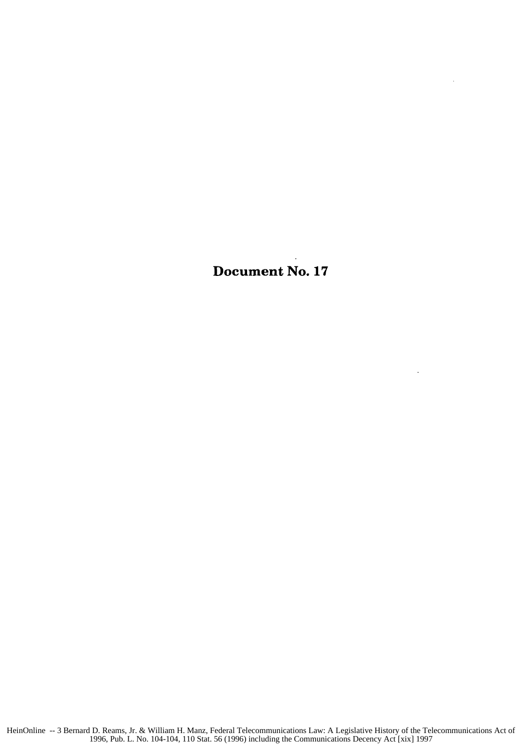# Document No. 17